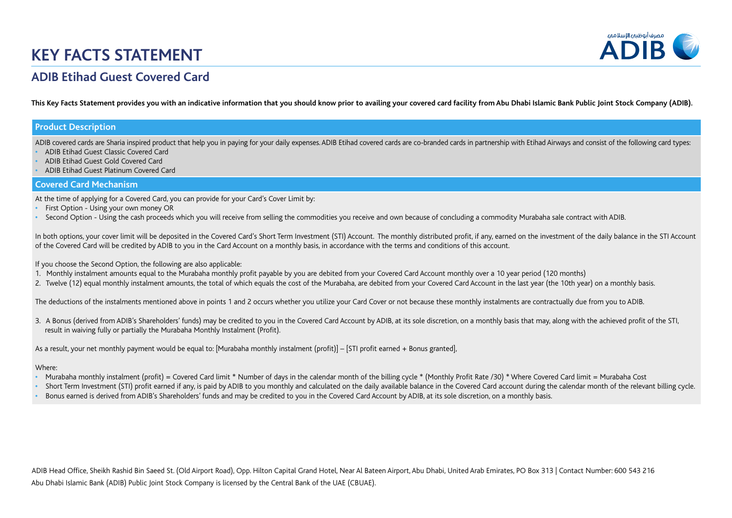# KEY FACTS STATEMENT

## ADIB Etihad Guest Covered Card

**This Key Facts Statement provides you with an indicative information that you should know prior to availing your covered card facility from Abu Dhabi Islamic Bank Public Joint Stock Company (ADIB).**

### Product Description

ADIB covered cards are Sharia inspired product that help you in paying for your daily expenses. ADIB Etihad covered cards are co-branded cards in partnership with Etihad Airways and consist of the following card types:

- ADIB Etihad Guest Classic Covered Card
- ADIB Etihad Guest Gold Covered Card
- ADIB Etihad Guest Platinum Covered Card

### Covered Card Mechanism

At the time of applying for a Covered Card, you can provide for your Card's Cover Limit by:

- First Option - Using your own money OR
- Second Option - Using the cash proceeds which you will receive from selling the commodities you receive and own because of concluding a commodity Murabaha sale contract with ADIB.

In both options, your cover limit will be deposited in the Covered Card's Short Term Investment (STI) Account. The monthly distributed profit, if any, earned on the investment of the daily balance in the STI Account of the Covered Card will be credited by ADIB to you in the Card Account on a monthly basis, in accordance with the terms and conditions of this account.

If you choose the Second Option, the following are also applicable:

1. Monthly instalment amounts equal to the Murabaha monthly profit payable by you are debited from your Covered Card Account monthly over a 10 year period (120 months)
2. Twelve (12) equal monthly instalment amounts, the total of which equals the cost of the Murabaha, are debited from your Covered Card Account in the last year (the 10th year) on a monthly basis.

The deductions of the instalments mentioned above in points 1 and 2 occurs whether you utilize your Card Cover or not because these monthly instalments are contractually due from you to ADIB.

3. A Bonus (derived from ADIB's Shareholders' funds) may be credited to you in the Covered Card Account by ADIB, at its sole discretion, on a monthly basis that may, along with the achieved profit of the STI, result in waiving fully or partially the Murabaha Monthly Instalment (Profit).

As a result, your net monthly payment would be equal to: [Murabaha monthly instalment (profit)] – [STI profit earned + Bonus granted],

Where:

- Murabaha monthly instalment (profit) = Covered Card limit * Number of days in the calendar month of the billing cycle * (Monthly Profit Rate /30) * Where Covered Card limit = Murabaha Cost
- Short Term Investment (STI) profit earned if any, is paid by ADIB to you monthly and calculated on the daily available balance in the Covered Card account during the calendar month of the relevant billing cycle.
- Bonus earned is derived from ADIB's Shareholders' funds and may be credited to you in the Covered Card Account by ADIB, at its sole discretion, on a monthly basis.

ADIB Head Office, Sheikh Rashid Bin Saeed St. (Old Airport Road), Opp. Hilton Capital Grand Hotel, Near Al Bateen Airport, Abu Dhabi, United Arab Emirates, PO Box 313 | Contact Number: 600 543 216
Abu Dhabi Islamic Bank (ADIB) Public Joint Stock Company is licensed by the Central Bank of the UAE (CBUAE).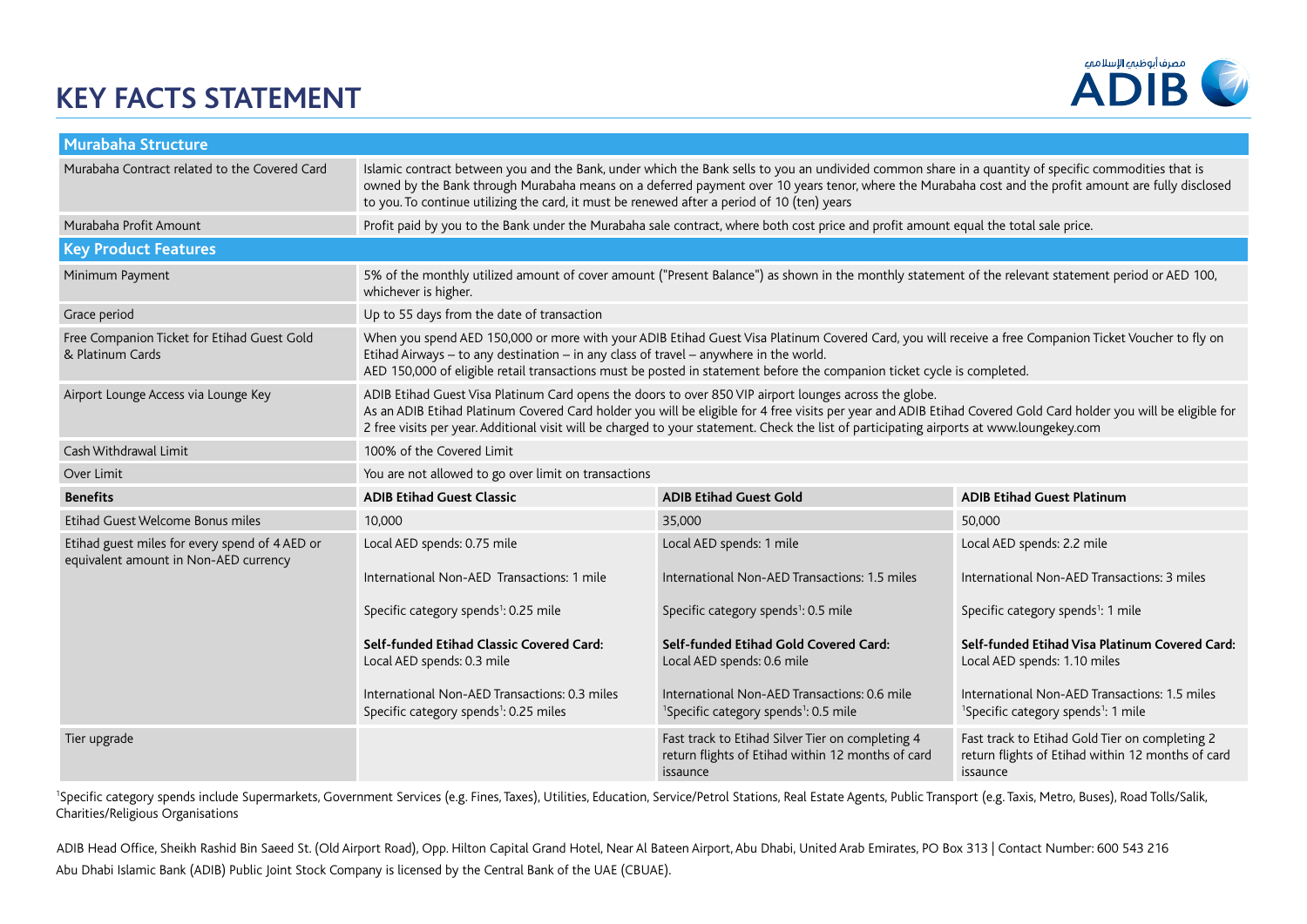# KEY FACTS STATEMENT

| Murabaha Structure | | | |
|---|---|---|---|
| Murabaha Contract related to the Covered Card | Islamic contract between you and the Bank, under which the Bank sells to you an undivided common share in a quantity of specific commodities that is owned by the Bank through Murabaha means on a deferred payment over 10 years tenor, where the Murabaha cost and the profit amount are fully disclosed to you. To continue utilizing the card, it must be renewed after a period of 10 (ten) years | | |
| Murabaha Profit Amount | Profit paid by you to the Bank under the Murabaha sale contract, where both cost price and profit amount equal the total sale price. | | |
| **Key Product Features** | | | |
| Minimum Payment | 5% of the monthly utilized amount of cover amount ("Present Balance") as shown in the monthly statement of the relevant statement period or AED 100, whichever is higher. | | |
| Grace period | Up to 55 days from the date of transaction | | |
| Free Companion Ticket for Etihad Guest Gold & Platinum Cards | When you spend AED 150,000 or more with your ADIB Etihad Guest Visa Platinum Covered Card, you will receive a free Companion Ticket Voucher to fly on Etihad Airways – to any destination – in any class of travel – anywhere in the world. AED 150,000 of eligible retail transactions must be posted in statement before the companion ticket cycle is completed. | | |
| Airport Lounge Access via Lounge Key | ADIB Etihad Guest Visa Platinum Card opens the doors to over 850 VIP airport lounges across the globe. As an ADIB Etihad Platinum Covered Card holder you will be eligible for 4 free visits per year and ADIB Etihad Covered Gold Card holder you will be eligible for 2 free visits per year. Additional visit will be charged to your statement. Check the list of participating airports at www.loungekey.com | | |
| Cash Withdrawal Limit | 100% of the Covered Limit | | |
| Over Limit | You are not allowed to go over limit on transactions | | |
| **Benefits** | **ADIB Etihad Guest Classic** | **ADIB Etihad Guest Gold** | **ADIB Etihad Guest Platinum** |
| Etihad Guest Welcome Bonus miles | 10,000 | 35,000 | 50,000 |
| Etihad guest miles for every spend of 4 AED or equivalent amount in Non-AED currency | Local AED spends: 0.75 mile<br><br>International Non-AED Transactions: 1 mile<br><br>Specific category spends[1]: 0.25 mile<br><br>**Self-funded Etihad Classic Covered Card:**<br>Local AED spends: 0.3 mile<br><br>International Non-AED Transactions: 0.3 miles<br>Specific category spends[1]: 0.25 miles | Local AED spends: 1 mile<br><br>International Non-AED Transactions: 1.5 miles<br><br>Specific category spends[1]: 0.5 mile<br><br>**Self-funded Etihad Gold Covered Card:**<br>Local AED spends: 0.6 mile<br><br>International Non-AED Transactions: 0.6 mile<br>[1]Specific category spends[1]: 0.5 mile | Local AED spends: 2.2 mile<br><br>International Non-AED Transactions: 3 miles<br><br>Specific category spends[1]: 1 mile<br><br>**Self-funded Etihad Visa Platinum Covered Card:**<br>Local AED spends: 1.10 miles<br><br>International Non-AED Transactions: 1.5 miles<br>[1]Specific category spends[1]: 1 mile |
| Tier upgrade | | Fast track to Etihad Silver Tier on completing 4 return flights of Etihad within 12 months of card issaunce | Fast track to Etihad Gold Tier on completing 2 return flights of Etihad within 12 months of card issaunce |

[1]Specific category spends include Supermarkets, Government Services (e.g. Fines, Taxes), Utilities, Education, Service/Petrol Stations, Real Estate Agents, Public Transport (e.g. Taxis, Metro, Buses), Road Tolls/Salik, Charities/Religious Organisations

ADIB Head Office, Sheikh Rashid Bin Saeed St. (Old Airport Road), Opp. Hilton Capital Grand Hotel, Near Al Bateen Airport, Abu Dhabi, United Arab Emirates, PO Box 313 | Contact Number: 600 543 216

Abu Dhabi Islamic Bank (ADIB) Public Joint Stock Company is licensed by the Central Bank of the UAE (CBUAE).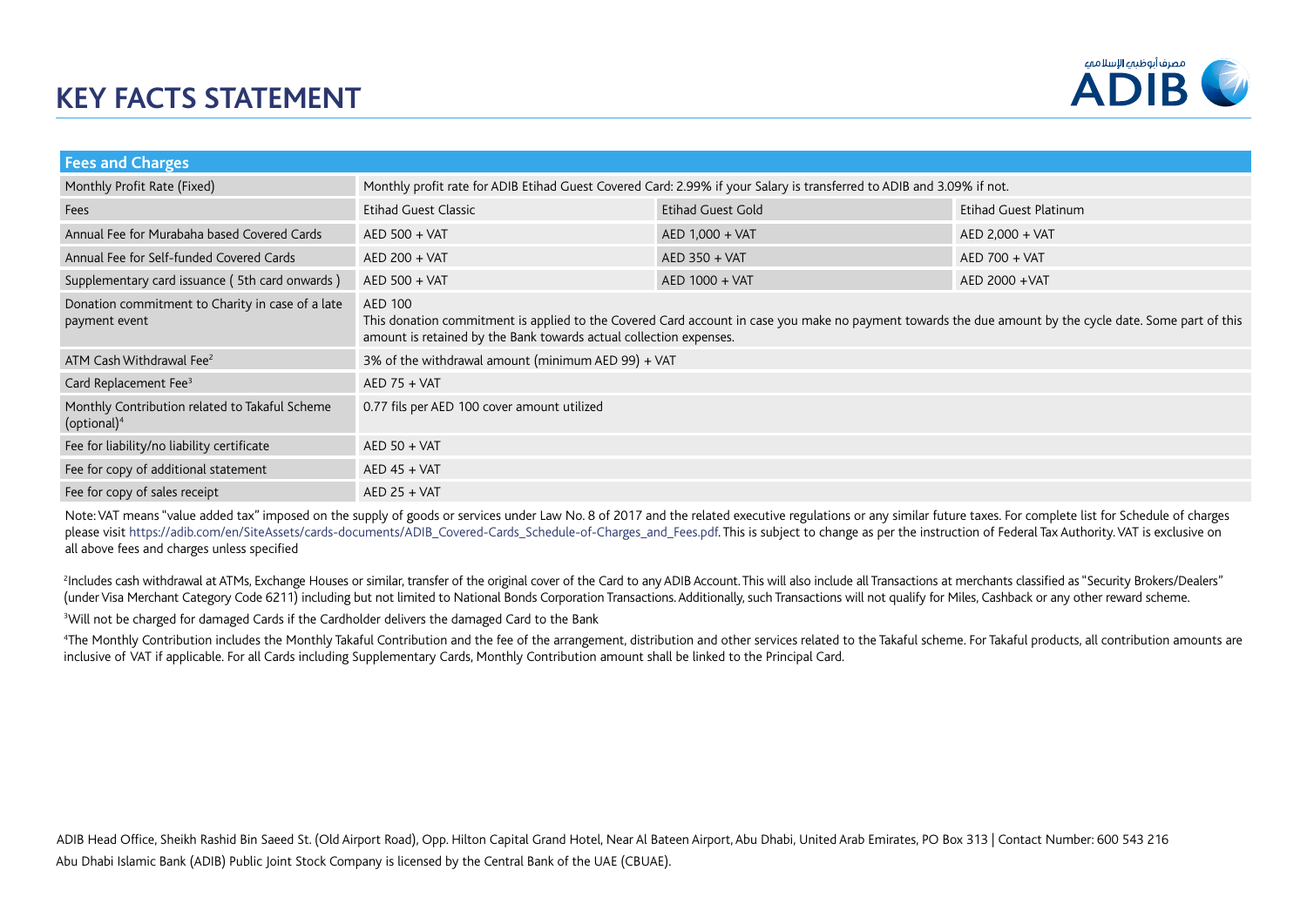# KEY FACTS STATEMENT

| Fees and Charges | | | |
|---|---|---|---|
| Monthly Profit Rate (Fixed) | Monthly profit rate for ADIB Etihad Guest Covered Card: 2.99% if your Salary is transferred to ADIB and 3.09% if not. | | |
| Fees | Etihad Guest Classic | Etihad Guest Gold | Etihad Guest Platinum |
| Annual Fee for Murabaha based Covered Cards | AED 500 + VAT | AED 1,000 + VAT | AED 2,000 + VAT |
| Annual Fee for Self-funded Covered Cards | AED 200 + VAT | AED 350 + VAT | AED 700 + VAT |
| Supplementary card issuance ( 5th card onwards ) | AED 500 + VAT | AED 1000 + VAT | AED 2000 +VAT |
| Donation commitment to Charity in case of a late payment event | AED 100<br>This donation commitment is applied to the Covered Card account in case you make no payment towards the due amount by the cycle date. Some part of this amount is retained by the Bank towards actual collection expenses. | | |
| ATM Cash Withdrawal Fee[2] | 3% of the withdrawal amount (minimum AED 99) + VAT | | |
| Card Replacement Fee[3] | AED 75 + VAT | | |
| Monthly Contribution related to Takaful Scheme (optional)[4] | 0.77 fils per AED 100 cover amount utilized | | |
| Fee for liability/no liability certificate | AED 50 + VAT | | |
| Fee for copy of additional statement | AED 45 + VAT | | |
| Fee for copy of sales receipt | AED 25 + VAT | | |

Note: VAT means "value added tax" imposed on the supply of goods or services under Law No. 8 of 2017 and the related executive regulations or any similar future taxes. For complete list for Schedule of charges please visit https://adib.com/en/SiteAssets/cards-documents/ADIB_Covered-Cards_Schedule-of-Charges_and_Fees.pdf. This is subject to change as per the instruction of Federal Tax Authority. VAT is exclusive on all above fees and charges unless specified

[2]Includes cash withdrawal at ATMs, Exchange Houses or similar, transfer of the original cover of the Card to any ADIB Account. This will also include all Transactions at merchants classified as "Security Brokers/Dealers" (under Visa Merchant Category Code 6211) including but not limited to National Bonds Corporation Transactions. Additionally, such Transactions will not qualify for Miles, Cashback or any other reward scheme.

[3]Will not be charged for damaged Cards if the Cardholder delivers the damaged Card to the Bank

[4]The Monthly Contribution includes the Monthly Takaful Contribution and the fee of the arrangement, distribution and other services related to the Takaful scheme. For Takaful products, all contribution amounts are inclusive of VAT if applicable. For all Cards including Supplementary Cards, Monthly Contribution amount shall be linked to the Principal Card.

ADIB Head Office, Sheikh Rashid Bin Saeed St. (Old Airport Road), Opp. Hilton Capital Grand Hotel, Near Al Bateen Airport, Abu Dhabi, United Arab Emirates, PO Box 313 | Contact Number: 600 543 216

Abu Dhabi Islamic Bank (ADIB) Public Joint Stock Company is licensed by the Central Bank of the UAE (CBUAE).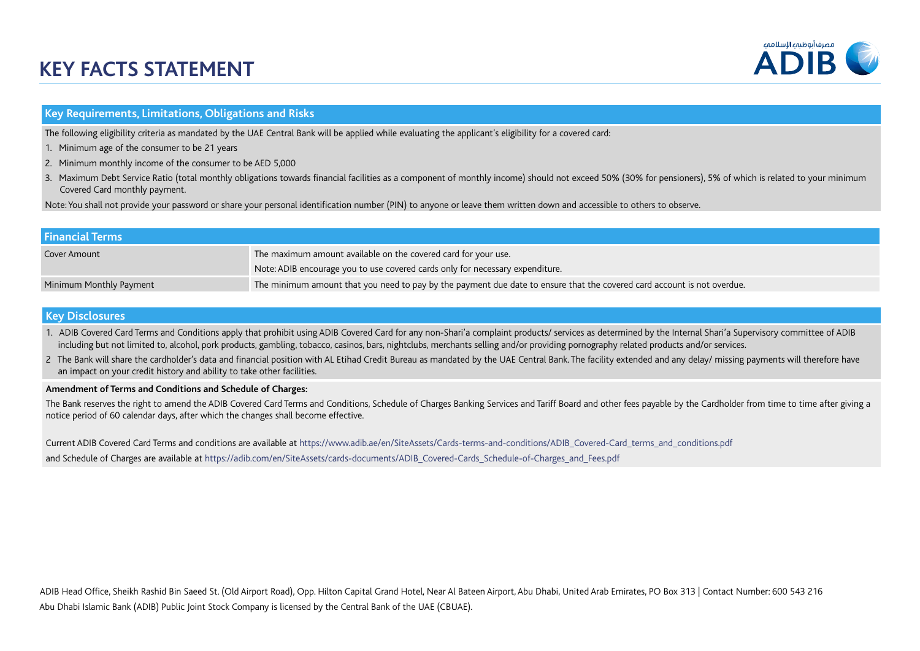# KEY FACTS STATEMENT

## Key Requirements, Limitations, Obligations and Risks

The following eligibility criteria as mandated by the UAE Central Bank will be applied while evaluating the applicant's eligibility for a covered card:

1. Minimum age of the consumer to be 21 years
2. Minimum monthly income of the consumer to be AED 5,000
3. Maximum Debt Service Ratio (total monthly obligations towards financial facilities as a component of monthly income) should not exceed 50% (30% for pensioners), 5% of which is related to your minimum Covered Card monthly payment.

Note: You shall not provide your password or share your personal identification number (PIN) to anyone or leave them written down and accessible to others to observe.

## Financial Terms

| | |
|---|---|
| Cover Amount | The maximum amount available on the covered card for your use.<br>Note: ADIB encourage you to use covered cards only for necessary expenditure. |
| Minimum Monthly Payment | The minimum amount that you need to pay by the payment due date to ensure that the covered card account is not overdue. |

## Key Disclosures

1. ADIB Covered Card Terms and Conditions apply that prohibit using ADIB Covered Card for any non-Shari'a complaint products/ services as determined by the Internal Shari'a Supervisory committee of ADIB including but not limited to, alcohol, pork products, gambling, tobacco, casinos, bars, nightclubs, merchants selling and/or providing pornography related products and/or services.
2. The Bank will share the cardholder's data and financial position with AL Etihad Credit Bureau as mandated by the UAE Central Bank. The facility extended and any delay/ missing payments will therefore have an impact on your credit history and ability to take other facilities.

**Amendment of Terms and Conditions and Schedule of Charges:**

The Bank reserves the right to amend the ADIB Covered Card Terms and Conditions, Schedule of Charges Banking Services and Tariff Board and other fees payable by the Cardholder from time to time after giving a notice period of 60 calendar days, after which the changes shall become effective.

Current ADIB Covered Card Terms and conditions are available at https://www.adib.ae/en/SiteAssets/Cards-terms-and-conditions/ADIB_Covered-Card_terms_and_conditions.pdf

and Schedule of Charges are available at https://adib.com/en/SiteAssets/cards-documents/ADIB_Covered-Cards_Schedule-of-Charges_and_Fees.pdf

ADIB Head Office, Sheikh Rashid Bin Saeed St. (Old Airport Road), Opp. Hilton Capital Grand Hotel, Near Al Bateen Airport, Abu Dhabi, United Arab Emirates, PO Box 313 | Contact Number: 600 543 216

Abu Dhabi Islamic Bank (ADIB) Public Joint Stock Company is licensed by the Central Bank of the UAE (CBUAE).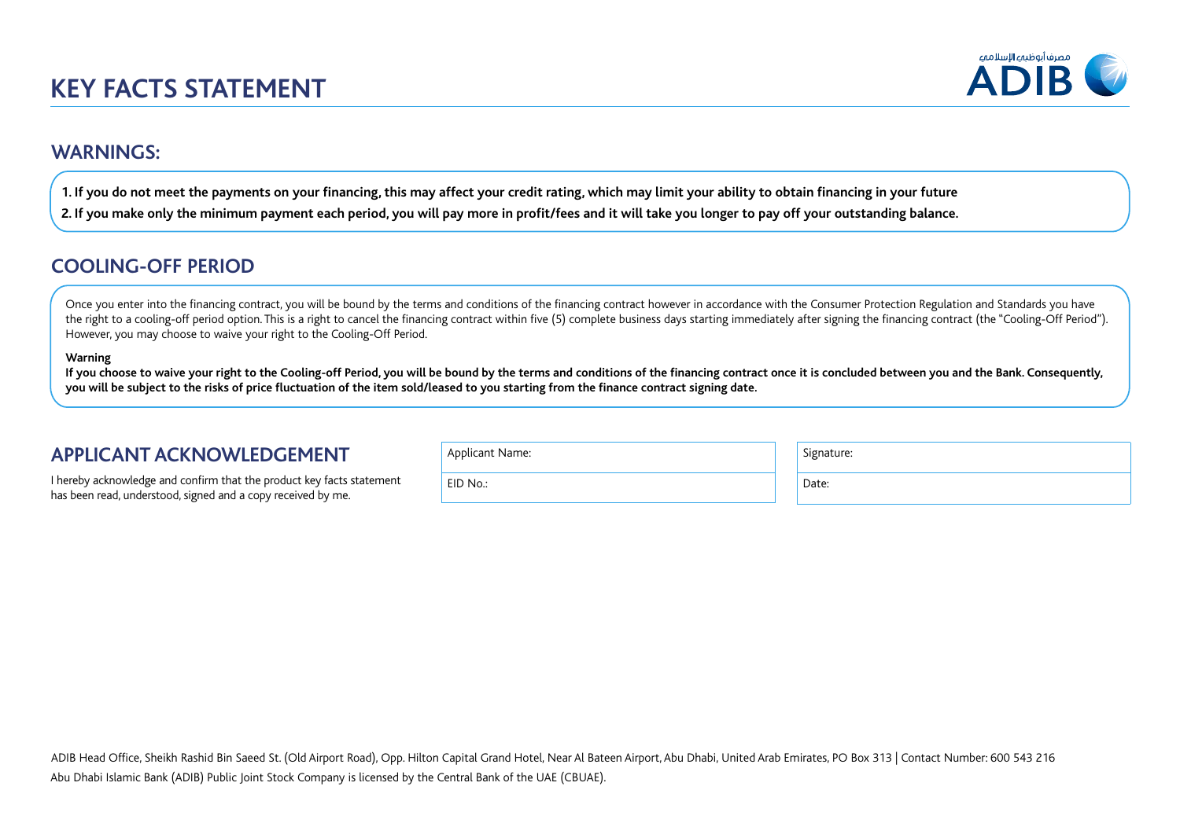# KEY FACTS STATEMENT

## WARNINGS:

**1. If you do not meet the payments on your financing, this may affect your credit rating, which may limit your ability to obtain financing in your future**

**2. If you make only the minimum payment each period, you will pay more in profit/fees and it will take you longer to pay off your outstanding balance.**

## COOLING-OFF PERIOD

Once you enter into the financing contract, you will be bound by the terms and conditions of the financing contract however in accordance with the Consumer Protection Regulation and Standards you have the right to a cooling-off period option. This is a right to cancel the financing contract within five (5) complete business days starting immediately after signing the financing contract (the "Cooling-Off Period"). However, you may choose to waive your right to the Cooling-Off Period.

**Warning**

**If you choose to waive your right to the Cooling-off Period, you will be bound by the terms and conditions of the financing contract once it is concluded between you and the Bank. Consequently, you will be subject to the risks of price fluctuation of the item sold/leased to you starting from the finance contract signing date.**

## APPLICANT ACKNOWLEDGEMENT

I hereby acknowledge and confirm that the product key facts statement has been read, understood, signed and a copy received by me.

| | |
|---|---|
| Applicant Name: | Signature: |
| EID No.: | Date: |

ADIB Head Office, Sheikh Rashid Bin Saeed St. (Old Airport Road), Opp. Hilton Capital Grand Hotel, Near Al Bateen Airport, Abu Dhabi, United Arab Emirates, PO Box 313 | Contact Number: 600 543 216

Abu Dhabi Islamic Bank (ADIB) Public Joint Stock Company is licensed by the Central Bank of the UAE (CBUAE).